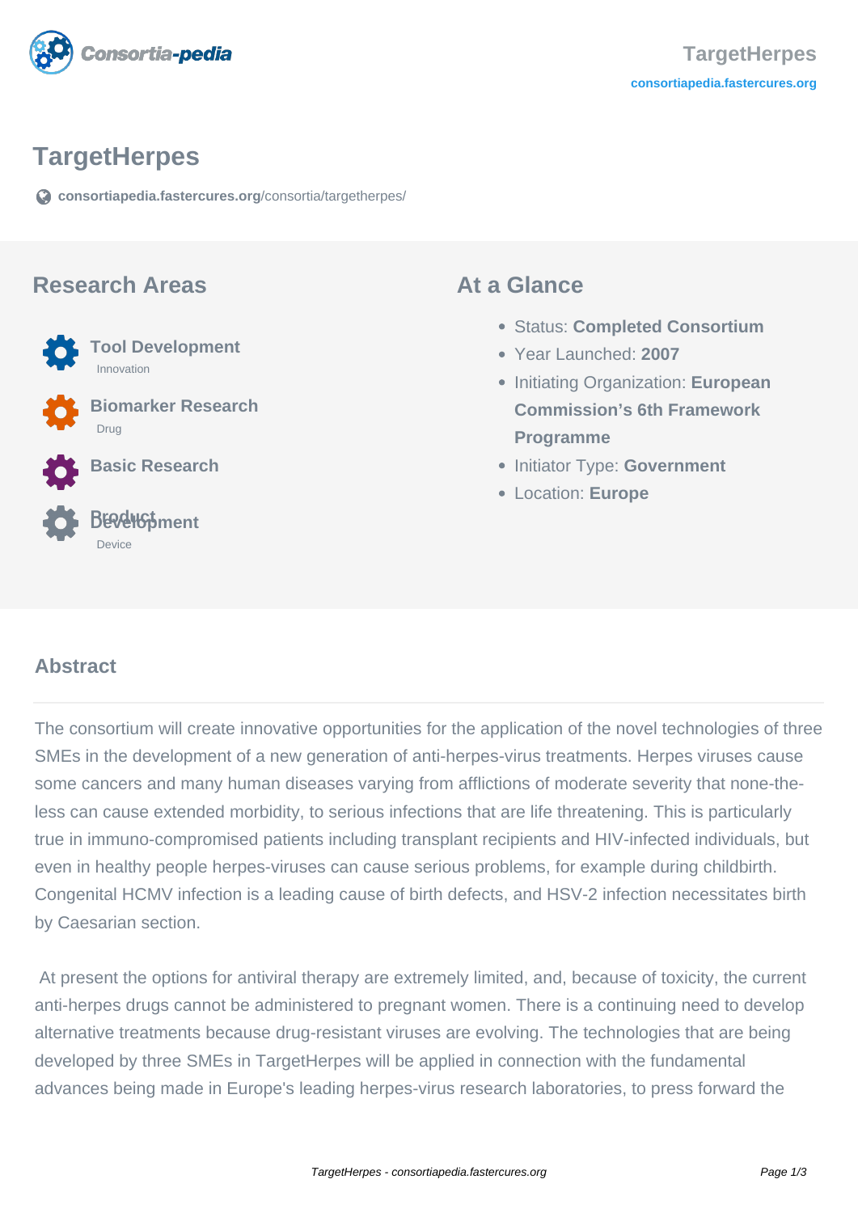# TargetHerpes

consortiapedia.fastercures.org/consortia/targetherpes/

## Research Areas

- **Tool Development**
  Innovation
- **Biomarker Research**
  Drug
- **Basic Research**
- **Product Development**
  Device

## At a Glance

- Status: **Completed Consortium**
- Year Launched: **2007**
- Initiating Organization: **European Commission's 6th Framework Programme**
- Initiator Type: **Government**
- Location: **Europe**

## Abstract

The consortium will create innovative opportunities for the application of the novel technologies of three SMEs in the development of a new generation of anti-herpes-virus treatments. Herpes viruses cause some cancers and many human diseases varying from afflictions of moderate severity that none-the-less can cause extended morbidity, to serious infections that are life threatening. This is particularly true in immuno-compromised patients including transplant recipients and HIV-infected individuals, but even in healthy people herpes-viruses can cause serious problems, for example during childbirth. Congenital HCMV infection is a leading cause of birth defects, and HSV-2 infection necessitates birth by Caesarian section.

At present the options for antiviral therapy are extremely limited, and, because of toxicity, the current anti-herpes drugs cannot be administered to pregnant women. There is a continuing need to develop alternative treatments because drug-resistant viruses are evolving. The technologies that are being developed by three SMEs in TargetHerpes will be applied in connection with the fundamental advances being made in Europe's leading herpes-virus research laboratories, to press forward the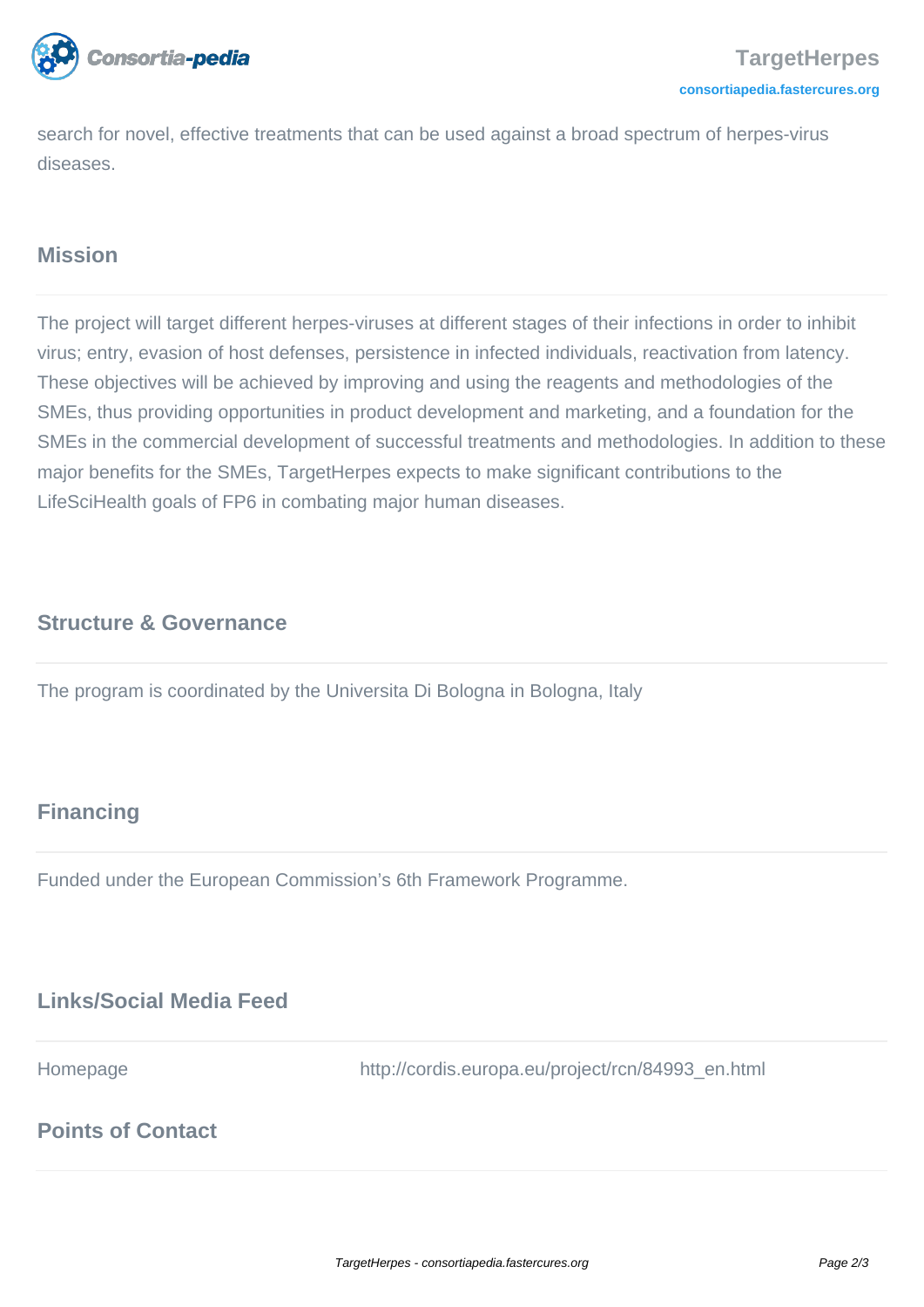search for novel, effective treatments that can be used against a broad spectrum of herpes-virus diseases.

## Mission

The project will target different herpes-viruses at different stages of their infections in order to inhibit virus; entry, evasion of host defenses, persistence in infected individuals, reactivation from latency. These objectives will be achieved by improving and using the reagents and methodologies of the SMEs, thus providing opportunities in product development and marketing, and a foundation for the SMEs in the commercial development of successful treatments and methodologies. In addition to these major benefits for the SMEs, TargetHerpes expects to make significant contributions to the LifeSciHealth goals of FP6 in combating major human diseases.

## Structure & Governance

The program is coordinated by the Universita Di Bologna in Bologna, Italy

## Financing

Funded under the European Commission's 6th Framework Programme.

## Links/Social Media Feed

| Homepage | http://cordis.europa.eu/project/rcn/84993_en.html |
|---|---|

## Points of Contact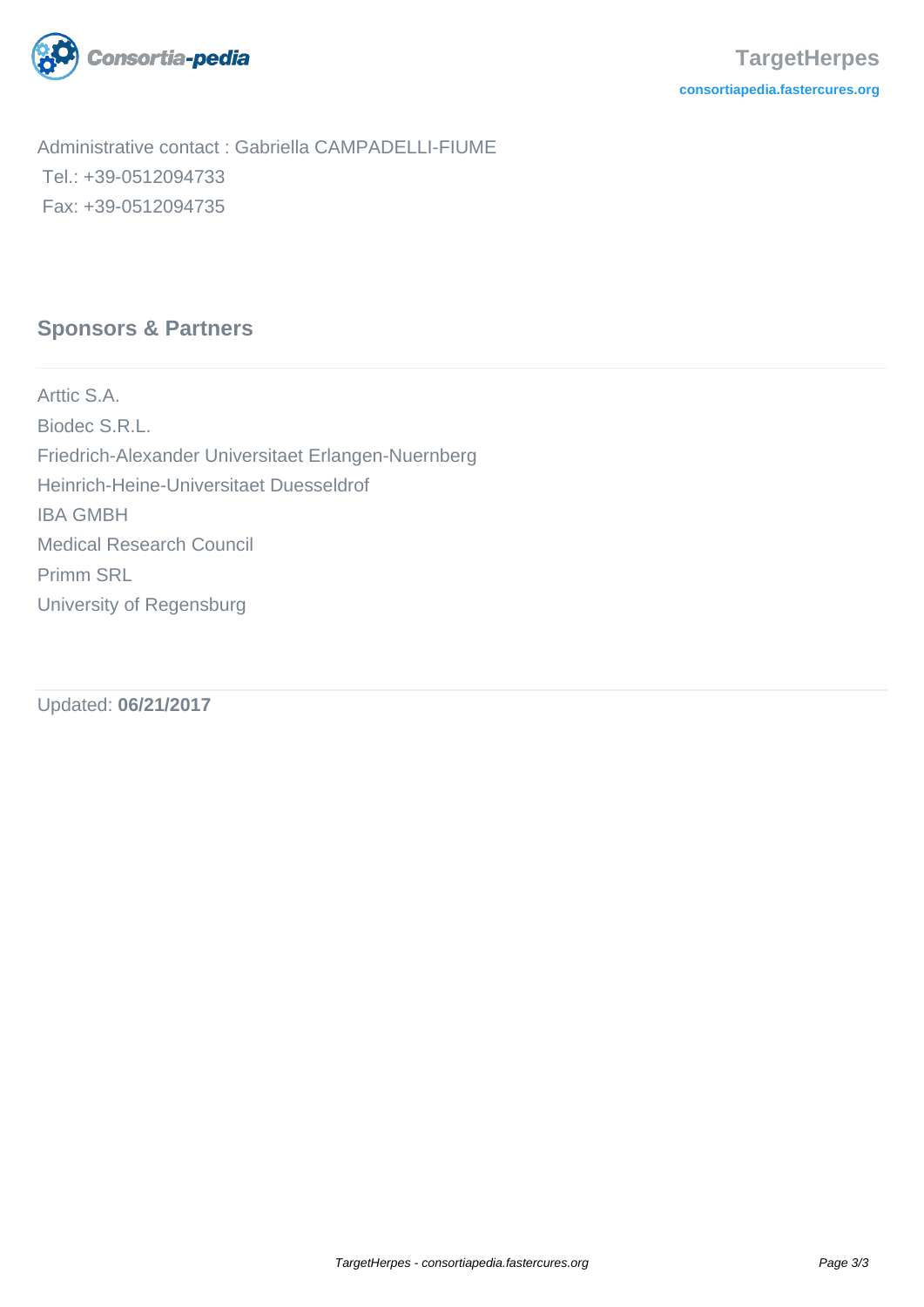Administrative contact : Gabriella CAMPADELLI-FIUME
Tel.: +39-0512094733
Fax: +39-0512094735

## Sponsors & Partners

Arttic S.A.
Biodec S.R.L.
Friedrich-Alexander Universitaet Erlangen-Nuernberg
Heinrich-Heine-Universitaet Duesseldrof
IBA GMBH
Medical Research Council
Primm SRL
University of Regensburg

Updated: **06/21/2017**